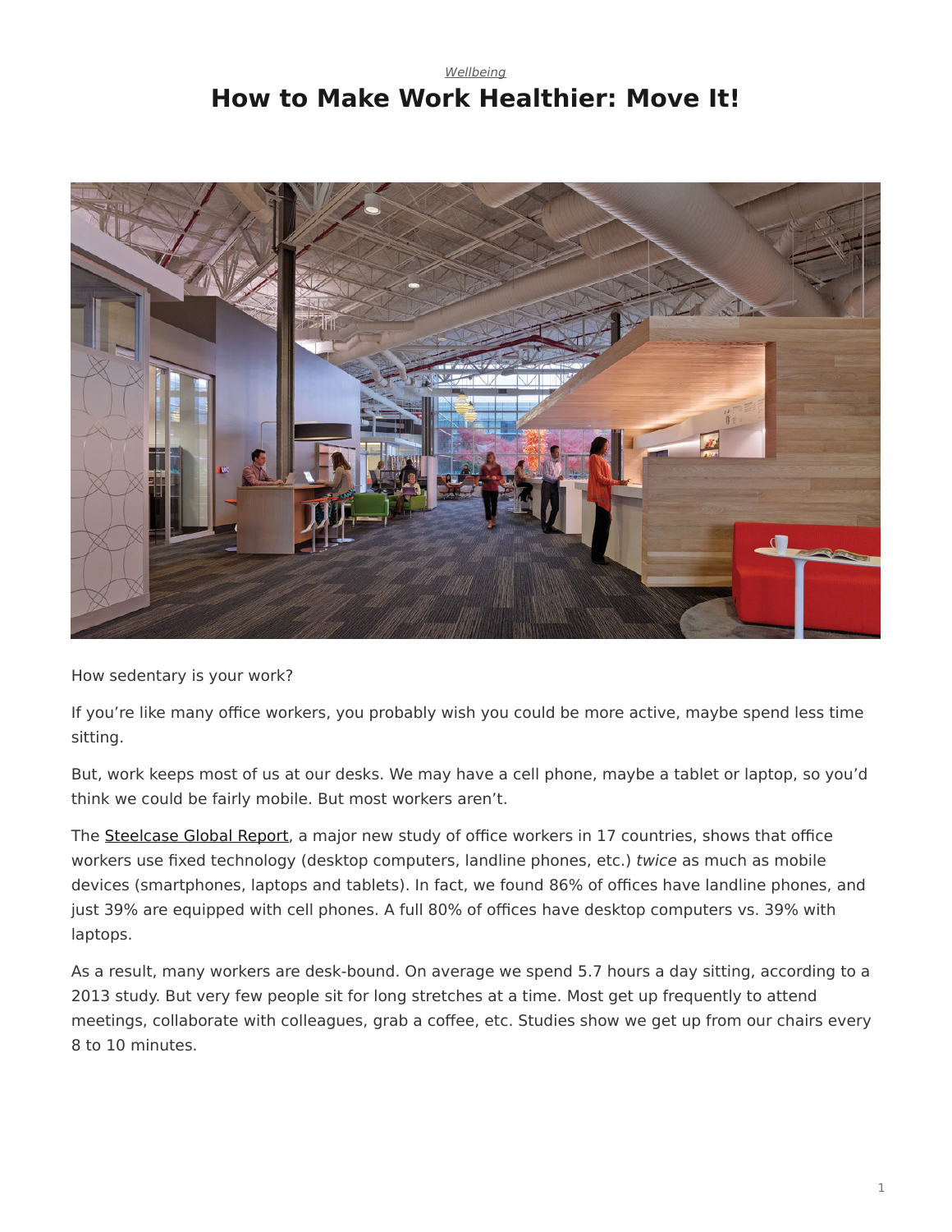*Wellbeing*

# How to Make Work Healthier: Move It!

How sedentary is your work?

If you're like many office workers, you probably wish you could be more active, maybe spend less time sitting.

But, work keeps most of us at our desks. We may have a cell phone, maybe a tablet or laptop, so you'd think we could be fairly mobile. But most workers aren't.

The Steelcase Global Report, a major new study of office workers in 17 countries, shows that office workers use fixed technology (desktop computers, landline phones, etc.) *twice* as much as mobile devices (smartphones, laptops and tablets). In fact, we found 86% of offices have landline phones, and just 39% are equipped with cell phones. A full 80% of offices have desktop computers vs. 39% with laptops.

As a result, many workers are desk-bound. On average we spend 5.7 hours a day sitting, according to a 2013 study. But very few people sit for long stretches at a time. Most get up frequently to attend meetings, collaborate with colleagues, grab a coffee, etc. Studies show we get up from our chairs every 8 to 10 minutes.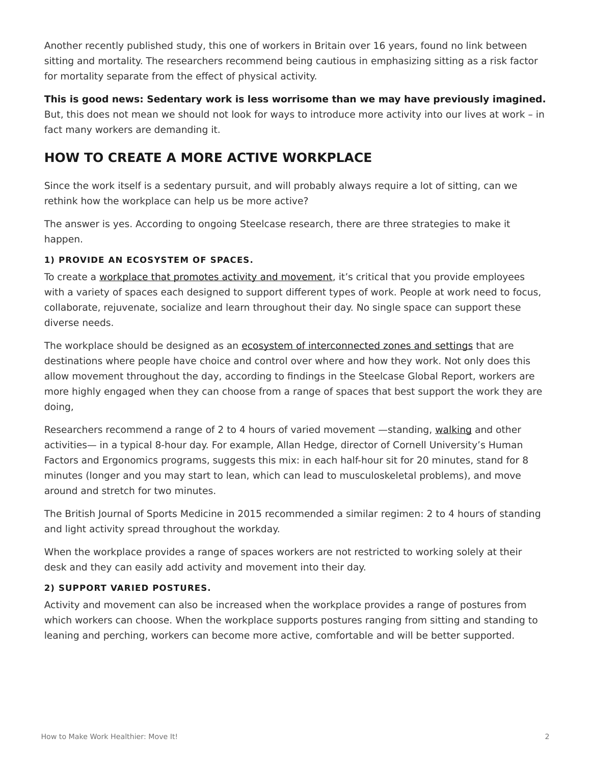Another recently published study, this one of workers in Britain over 16 years, found no link between sitting and mortality. The researchers recommend being cautious in emphasizing sitting as a risk factor for mortality separate from the effect of physical activity.

**This is good news: Sedentary work is less worrisome than we may have previously imagined.** But, this does not mean we should not look for ways to introduce more activity into our lives at work – in fact many workers are demanding it.

## HOW TO CREATE A MORE ACTIVE WORKPLACE

Since the work itself is a sedentary pursuit, and will probably always require a lot of sitting, can we rethink how the workplace can help us be more active?

The answer is yes. According to ongoing Steelcase research, there are three strategies to make it happen.

#### 1) PROVIDE AN ECOSYSTEM OF SPACES.

To create a workplace that promotes activity and movement, it's critical that you provide employees with a variety of spaces each designed to support different types of work. People at work need to focus, collaborate, rejuvenate, socialize and learn throughout their day. No single space can support these diverse needs.

The workplace should be designed as an ecosystem of interconnected zones and settings that are destinations where people have choice and control over where and how they work. Not only does this allow movement throughout the day, according to findings in the Steelcase Global Report, workers are more highly engaged when they can choose from a range of spaces that best support the work they are doing,

Researchers recommend a range of 2 to 4 hours of varied movement —standing, walking and other activities— in a typical 8-hour day. For example, Allan Hedge, director of Cornell University's Human Factors and Ergonomics programs, suggests this mix: in each half-hour sit for 20 minutes, stand for 8 minutes (longer and you may start to lean, which can lead to musculoskeletal problems), and move around and stretch for two minutes.

The British Journal of Sports Medicine in 2015 recommended a similar regimen: 2 to 4 hours of standing and light activity spread throughout the workday.

When the workplace provides a range of spaces workers are not restricted to working solely at their desk and they can easily add activity and movement into their day.

#### 2) SUPPORT VARIED POSTURES.

Activity and movement can also be increased when the workplace provides a range of postures from which workers can choose. When the workplace supports postures ranging from sitting and standing to leaning and perching, workers can become more active, comfortable and will be better supported.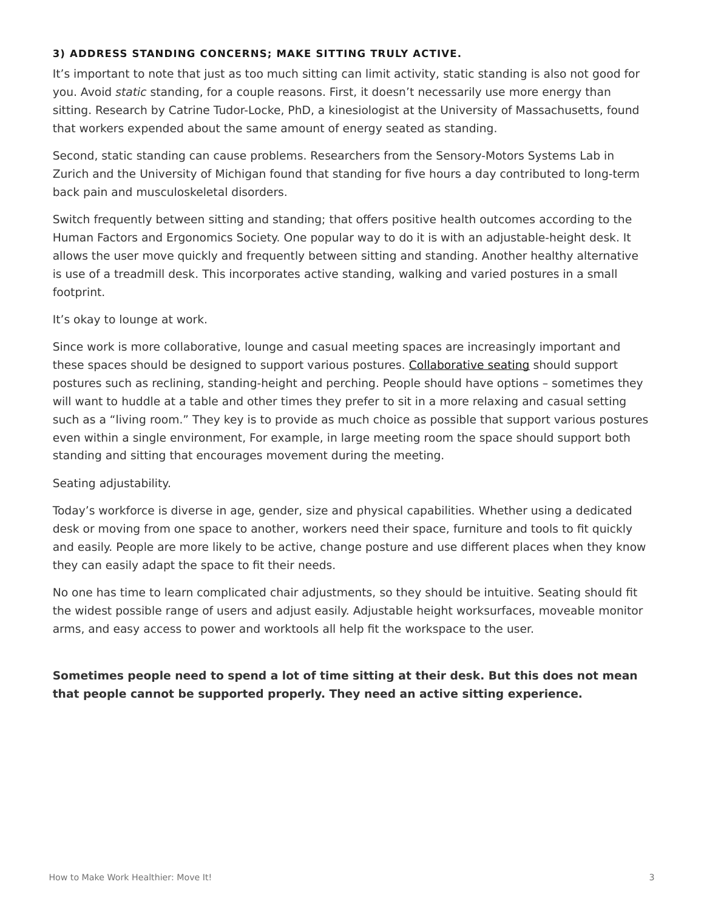### 3) ADDRESS STANDING CONCERNS; MAKE SITTING TRULY ACTIVE.

It's important to note that just as too much sitting can limit activity, static standing is also not good for you. Avoid *static* standing, for a couple reasons. First, it doesn't necessarily use more energy than sitting. Research by Catrine Tudor-Locke, PhD, a kinesiologist at the University of Massachusetts, found that workers expended about the same amount of energy seated as standing.

Second, static standing can cause problems. Researchers from the Sensory-Motors Systems Lab in Zurich and the University of Michigan found that standing for five hours a day contributed to long-term back pain and musculoskeletal disorders.

Switch frequently between sitting and standing; that offers positive health outcomes according to the Human Factors and Ergonomics Society. One popular way to do it is with an adjustable-height desk. It allows the user move quickly and frequently between sitting and standing. Another healthy alternative is use of a treadmill desk. This incorporates active standing, walking and varied postures in a small footprint.

It's okay to lounge at work.

Since work is more collaborative, lounge and casual meeting spaces are increasingly important and these spaces should be designed to support various postures. Collaborative seating should support postures such as reclining, standing-height and perching. People should have options – sometimes they will want to huddle at a table and other times they prefer to sit in a more relaxing and casual setting such as a "living room." They key is to provide as much choice as possible that support various postures even within a single environment, For example, in large meeting room the space should support both standing and sitting that encourages movement during the meeting.

Seating adjustability.

Today's workforce is diverse in age, gender, size and physical capabilities. Whether using a dedicated desk or moving from one space to another, workers need their space, furniture and tools to fit quickly and easily. People are more likely to be active, change posture and use different places when they know they can easily adapt the space to fit their needs.

No one has time to learn complicated chair adjustments, so they should be intuitive. Seating should fit the widest possible range of users and adjust easily. Adjustable height worksurfaces, moveable monitor arms, and easy access to power and worktools all help fit the workspace to the user.

**Sometimes people need to spend a lot of time sitting at their desk. But this does not mean that people cannot be supported properly. They need an active sitting experience.**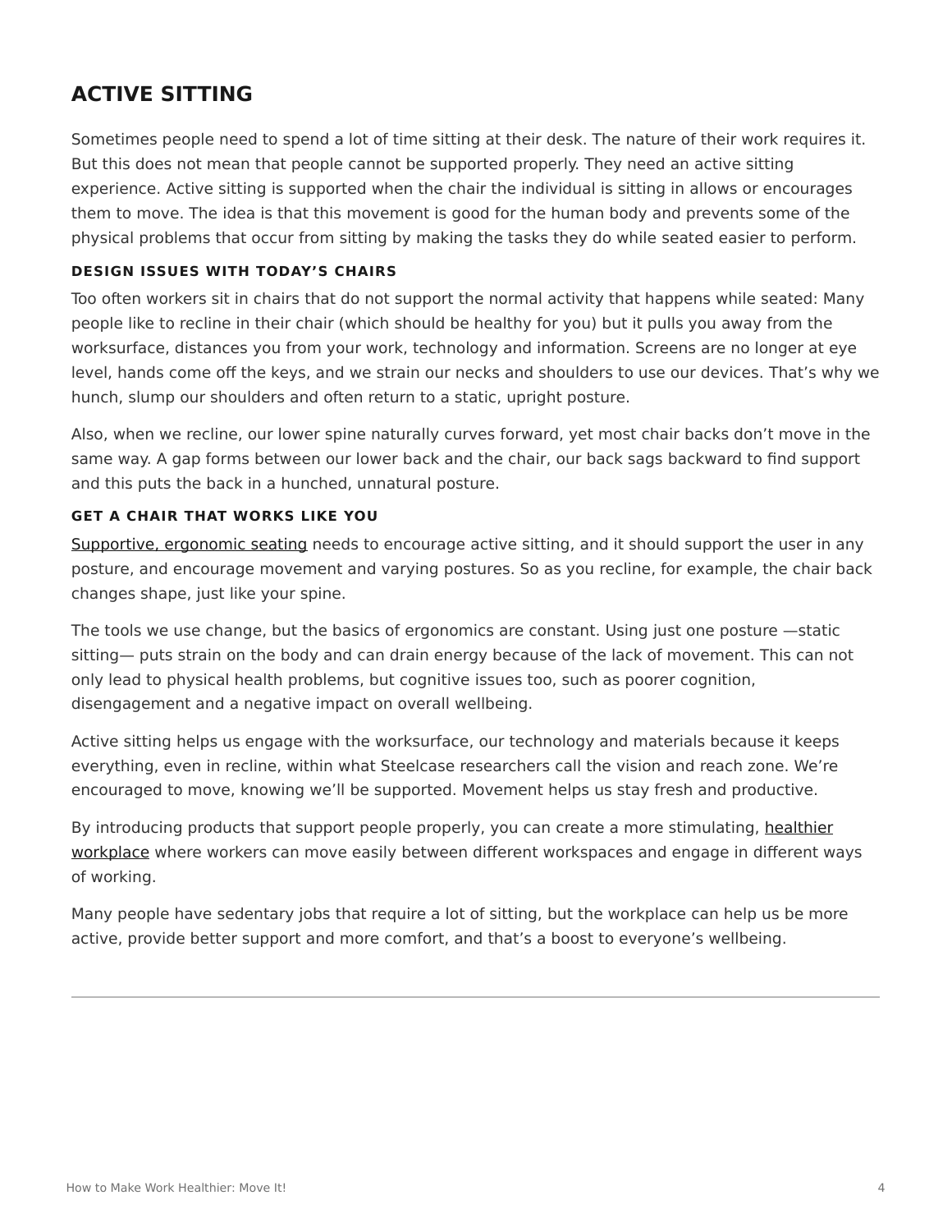## ACTIVE SITTING

Sometimes people need to spend a lot of time sitting at their desk. The nature of their work requires it. But this does not mean that people cannot be supported properly. They need an active sitting experience. Active sitting is supported when the chair the individual is sitting in allows or encourages them to move. The idea is that this movement is good for the human body and prevents some of the physical problems that occur from sitting by making the tasks they do while seated easier to perform.

### DESIGN ISSUES WITH TODAY'S CHAIRS

Too often workers sit in chairs that do not support the normal activity that happens while seated: Many people like to recline in their chair (which should be healthy for you) but it pulls you away from the worksurface, distances you from your work, technology and information. Screens are no longer at eye level, hands come off the keys, and we strain our necks and shoulders to use our devices. That's why we hunch, slump our shoulders and often return to a static, upright posture.

Also, when we recline, our lower spine naturally curves forward, yet most chair backs don't move in the same way. A gap forms between our lower back and the chair, our back sags backward to find support and this puts the back in a hunched, unnatural posture.

### GET A CHAIR THAT WORKS LIKE YOU

Supportive, ergonomic seating needs to encourage active sitting, and it should support the user in any posture, and encourage movement and varying postures. So as you recline, for example, the chair back changes shape, just like your spine.

The tools we use change, but the basics of ergonomics are constant. Using just one posture —static sitting— puts strain on the body and can drain energy because of the lack of movement. This can not only lead to physical health problems, but cognitive issues too, such as poorer cognition, disengagement and a negative impact on overall wellbeing.

Active sitting helps us engage with the worksurface, our technology and materials because it keeps everything, even in recline, within what Steelcase researchers call the vision and reach zone. We're encouraged to move, knowing we'll be supported. Movement helps us stay fresh and productive.

By introducing products that support people properly, you can create a more stimulating, healthier workplace where workers can move easily between different workspaces and engage in different ways of working.

Many people have sedentary jobs that require a lot of sitting, but the workplace can help us be more active, provide better support and more comfort, and that's a boost to everyone's wellbeing.

---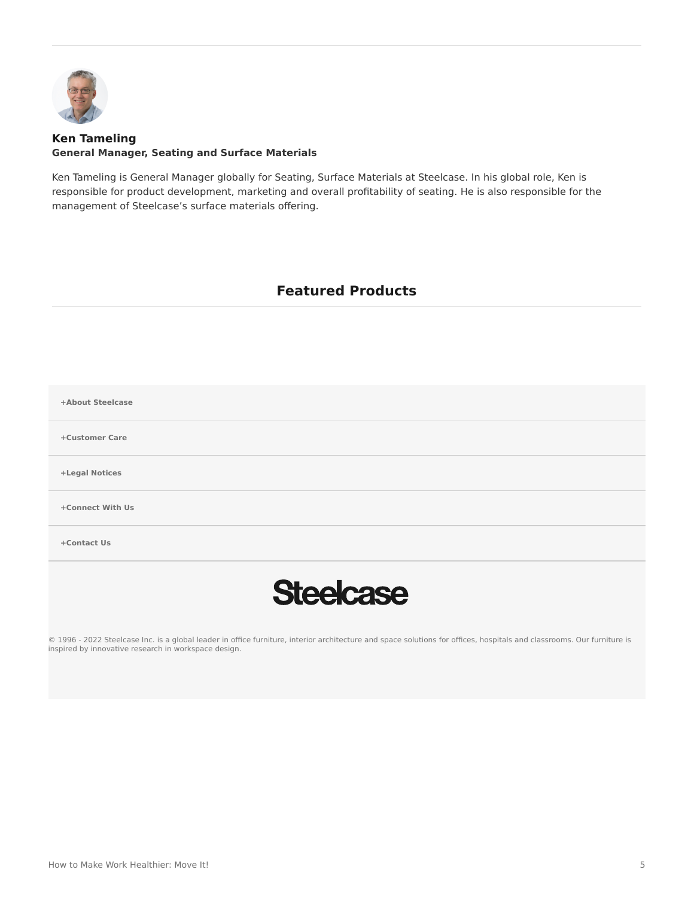**Ken Tameling**
**General Manager, Seating and Surface Materials**

Ken Tameling is General Manager globally for Seating, Surface Materials at Steelcase. In his global role, Ken is responsible for product development, marketing and overall profitability of seating. He is also responsible for the management of Steelcase's surface materials offering.

## Featured Products

+About Steelcase

+Customer Care

+Legal Notices

+Connect With Us

+Contact Us

Steelcase

© 1996 - 2022 Steelcase Inc. is a global leader in office furniture, interior architecture and space solutions for offices, hospitals and classrooms. Our furniture is inspired by innovative research in workspace design.